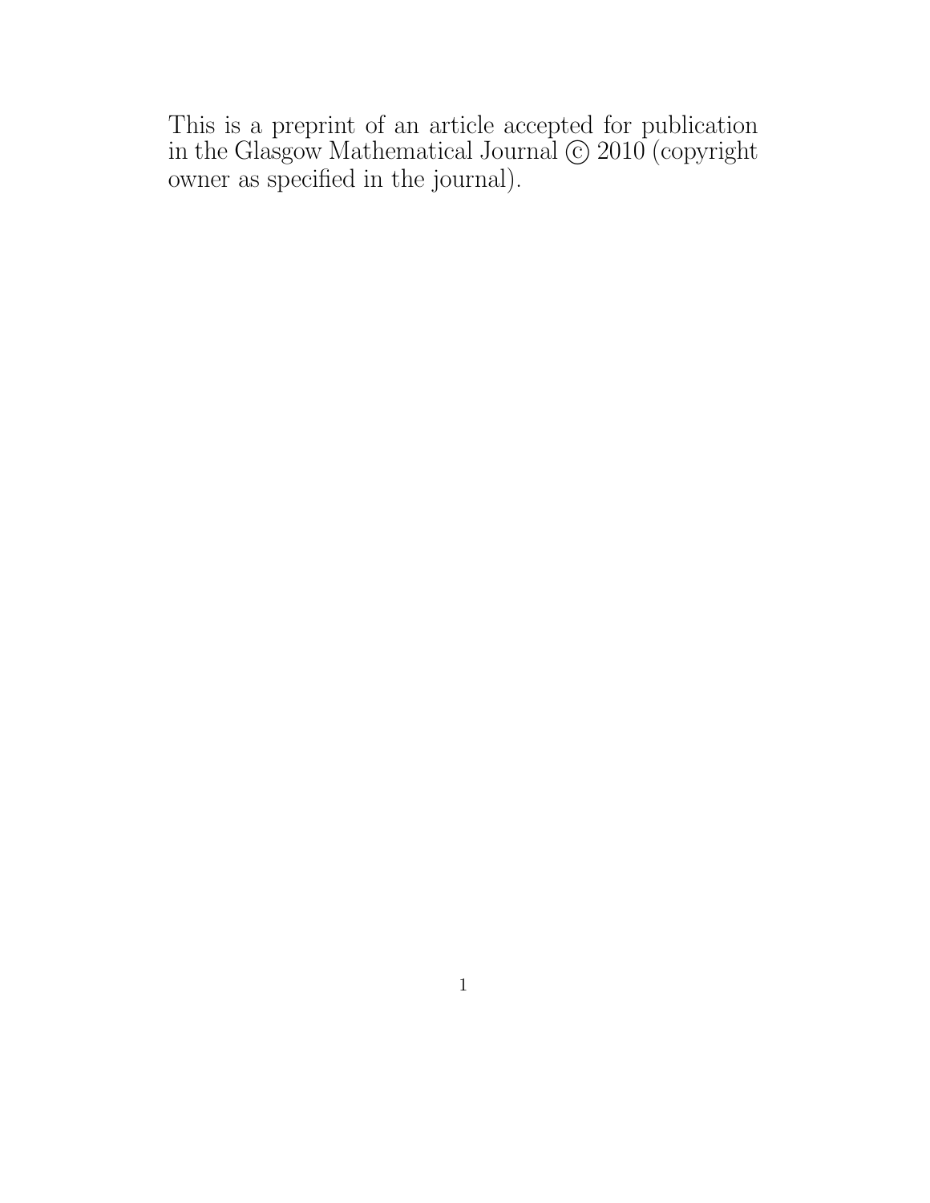This is a preprint of an article accepted for publication in the Glasgow Mathematical Journal © 2010 (copyright owner as specified in the journal).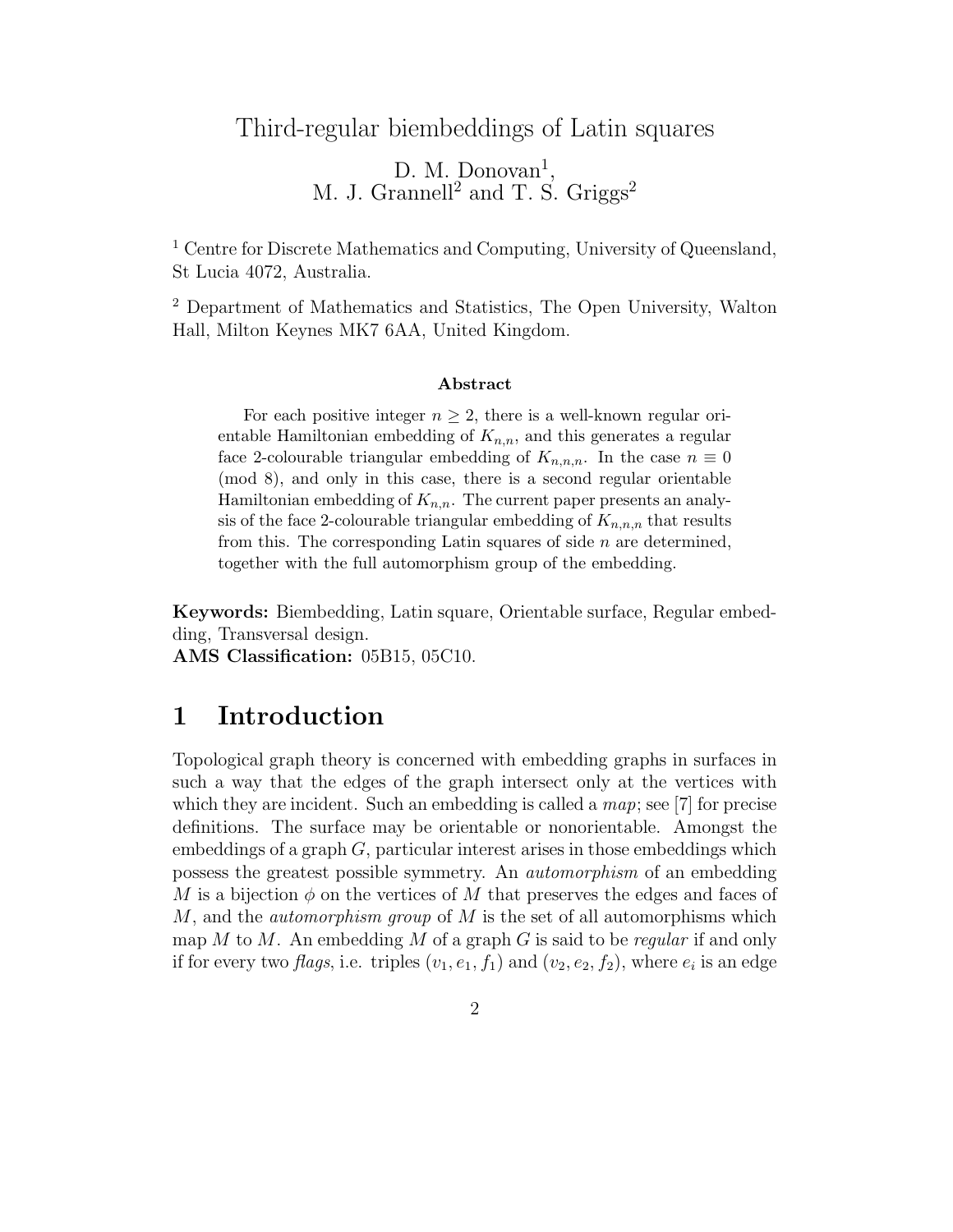# Third-regular biembeddings of Latin squares

D. M. Donovan[1],
M. J. Grannell[2] and T. S. Griggs[2]

[1] Centre for Discrete Mathematics and Computing, University of Queensland, St Lucia 4072, Australia.

[2] Department of Mathematics and Statistics, The Open University, Walton Hall, Milton Keynes MK7 6AA, United Kingdom.

**Abstract**

For each positive integer $n \geq 2$, there is a well-known regular orientable Hamiltonian embedding of $K_{n,n}$, and this generates a regular face 2-colourable triangular embedding of $K_{n,n,n}$. In the case $n \equiv 0 \pmod 8$, and only in this case, there is a second regular orientable Hamiltonian embedding of $K_{n,n}$. The current paper presents an analysis of the face 2-colourable triangular embedding of $K_{n,n,n}$ that results from this. The corresponding Latin squares of side $n$ are determined, together with the full automorphism group of the embedding.

**Keywords:** Biembedding, Latin square, Orientable surface, Regular embedding, Transversal design.
**AMS Classification:** 05B15, 05C10.

## 1 Introduction

Topological graph theory is concerned with embedding graphs in surfaces in such a way that the edges of the graph intersect only at the vertices with which they are incident. Such an embedding is called a *map*; see [7] for precise definitions. The surface may be orientable or nonorientable. Amongst the embeddings of a graph $G$, particular interest arises in those embeddings which possess the greatest possible symmetry. An *automorphism* of an embedding $M$ is a bijection $\phi$ on the vertices of $M$ that preserves the edges and faces of $M$, and the *automorphism group* of $M$ is the set of all automorphisms which map $M$ to $M$. An embedding $M$ of a graph $G$ is said to be *regular* if and only if for every two *flags*, i.e. triples $(v_1, e_1, f_1)$ and $(v_2, e_2, f_2)$, where $e_i$ is an edge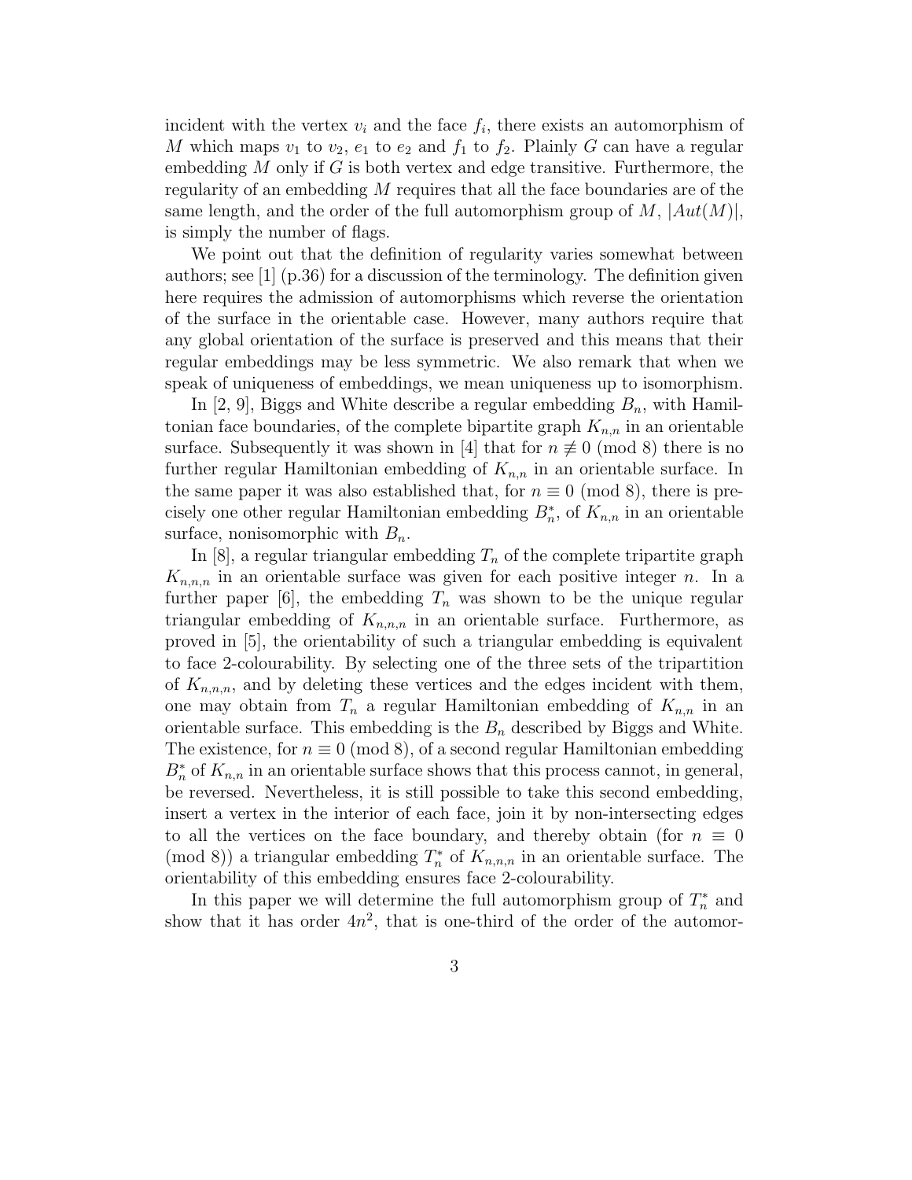incident with the vertex $v_i$ and the face $f_i$, there exists an automorphism of $M$ which maps $v_1$ to $v_2$, $e_1$ to $e_2$ and $f_1$ to $f_2$. Plainly $G$ can have a regular embedding $M$ only if $G$ is both vertex and edge transitive. Furthermore, the regularity of an embedding $M$ requires that all the face boundaries are of the same length, and the order of the full automorphism group of $M$, $|Aut(M)|$, is simply the number of flags.

We point out that the definition of regularity varies somewhat between authors; see [1] (p.36) for a discussion of the terminology. The definition given here requires the admission of automorphisms which reverse the orientation of the surface in the orientable case. However, many authors require that any global orientation of the surface is preserved and this means that their regular embeddings may be less symmetric. We also remark that when we speak of uniqueness of embeddings, we mean uniqueness up to isomorphism.

In [2, 9], Biggs and White describe a regular embedding $B_n$, with Hamiltonian face boundaries, of the complete bipartite graph $K_{n,n}$ in an orientable surface. Subsequently it was shown in [4] that for $n \not\equiv 0 \pmod 8$ there is no further regular Hamiltonian embedding of $K_{n,n}$ in an orientable surface. In the same paper it was also established that, for $n \equiv 0 \pmod 8$, there is precisely one other regular Hamiltonian embedding $B_n^*$, of $K_{n,n}$ in an orientable surface, nonisomorphic with $B_n$.

In [8], a regular triangular embedding $T_n$ of the complete tripartite graph $K_{n,n,n}$ in an orientable surface was given for each positive integer $n$. In a further paper [6], the embedding $T_n$ was shown to be the unique regular triangular embedding of $K_{n,n,n}$ in an orientable surface. Furthermore, as proved in [5], the orientability of such a triangular embedding is equivalent to face 2-colourability. By selecting one of the three sets of the tripartition of $K_{n,n,n}$, and by deleting these vertices and the edges incident with them, one may obtain from $T_n$ a regular Hamiltonian embedding of $K_{n,n}$ in an orientable surface. This embedding is the $B_n$ described by Biggs and White. The existence, for $n \equiv 0 \pmod 8$, of a second regular Hamiltonian embedding $B_n^*$ of $K_{n,n}$ in an orientable surface shows that this process cannot, in general, be reversed. Nevertheless, it is still possible to take this second embedding, insert a vertex in the interior of each face, join it by non-intersecting edges to all the vertices on the face boundary, and thereby obtain (for $n \equiv 0 \pmod 8$) a triangular embedding $T_n^*$ of $K_{n,n,n}$ in an orientable surface. The orientability of this embedding ensures face 2-colourability.

In this paper we will determine the full automorphism group of $T_n^*$ and show that it has order $4n^2$, that is one-third of the order of the automor-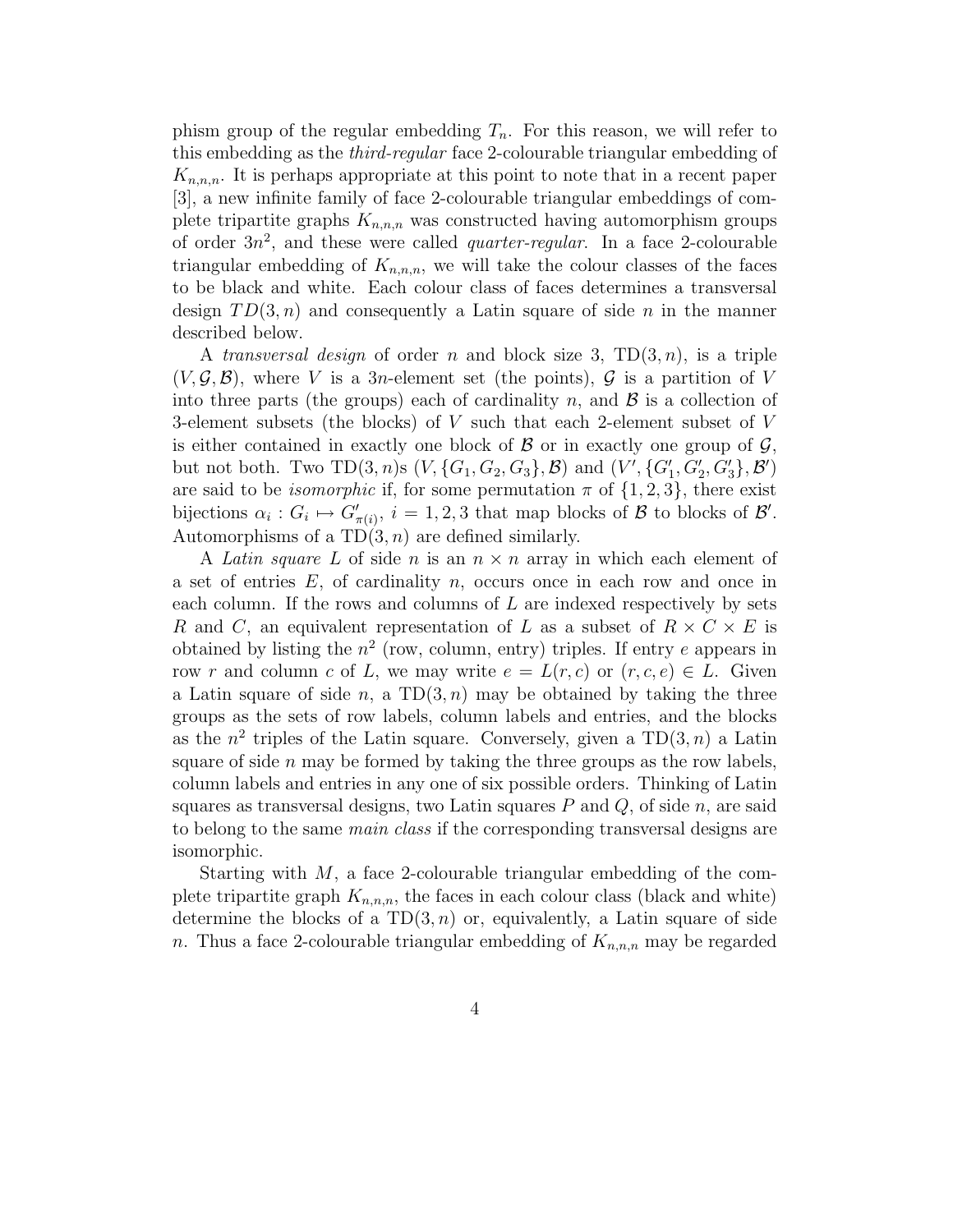phism group of the regular embedding $T_n$. For this reason, we will refer to this embedding as the *third-regular* face 2-colourable triangular embedding of $K_{n,n,n}$. It is perhaps appropriate at this point to note that in a recent paper [3], a new infinite family of face 2-colourable triangular embeddings of complete tripartite graphs $K_{n,n,n}$ was constructed having automorphism groups of order $3n^2$, and these were called *quarter-regular*. In a face 2-colourable triangular embedding of $K_{n,n,n}$, we will take the colour classes of the faces to be black and white. Each colour class of faces determines a transversal design $TD(3, n)$ and consequently a Latin square of side $n$ in the manner described below.

A *transversal design* of order $n$ and block size 3, $\mathrm{TD}(3, n)$, is a triple $(V, \mathcal{G}, \mathcal{B})$, where $V$ is a $3n$-element set (the points), $\mathcal{G}$ is a partition of $V$ into three parts (the groups) each of cardinality $n$, and $\mathcal{B}$ is a collection of 3-element subsets (the blocks) of $V$ such that each 2-element subset of $V$ is either contained in exactly one block of $\mathcal{B}$ or in exactly one group of $\mathcal{G}$, but not both. Two $\mathrm{TD}(3, n)$s $(V, \{G_1, G_2, G_3\}, \mathcal{B})$ and $(V', \{G'_1, G'_2, G'_3\}, \mathcal{B}')$ are said to be *isomorphic* if, for some permutation $\pi$ of $\{1, 2, 3\}$, there exist bijections $\alpha_i : G_i \mapsto G'_{\pi(i)}$, $i = 1, 2, 3$ that map blocks of $\mathcal{B}$ to blocks of $\mathcal{B}'$. Automorphisms of a $\mathrm{TD}(3, n)$ are defined similarly.

A *Latin square* $L$ of side $n$ is an $n \times n$ array in which each element of a set of entries $E$, of cardinality $n$, occurs once in each row and once in each column. If the rows and columns of $L$ are indexed respectively by sets $R$ and $C$, an equivalent representation of $L$ as a subset of $R \times C \times E$ is obtained by listing the $n^2$ (row, column, entry) triples. If entry $e$ appears in row $r$ and column $c$ of $L$, we may write $e = L(r, c)$ or $(r, c, e) \in L$. Given a Latin square of side $n$, a $\mathrm{TD}(3, n)$ may be obtained by taking the three groups as the sets of row labels, column labels and entries, and the blocks as the $n^2$ triples of the Latin square. Conversely, given a $\mathrm{TD}(3, n)$ a Latin square of side $n$ may be formed by taking the three groups as the row labels, column labels and entries in any one of six possible orders. Thinking of Latin squares as transversal designs, two Latin squares $P$ and $Q$, of side $n$, are said to belong to the same *main class* if the corresponding transversal designs are isomorphic.

Starting with $M$, a face 2-colourable triangular embedding of the complete tripartite graph $K_{n,n,n}$, the faces in each colour class (black and white) determine the blocks of a $\mathrm{TD}(3, n)$ or, equivalently, a Latin square of side $n$. Thus a face 2-colourable triangular embedding of $K_{n,n,n}$ may be regarded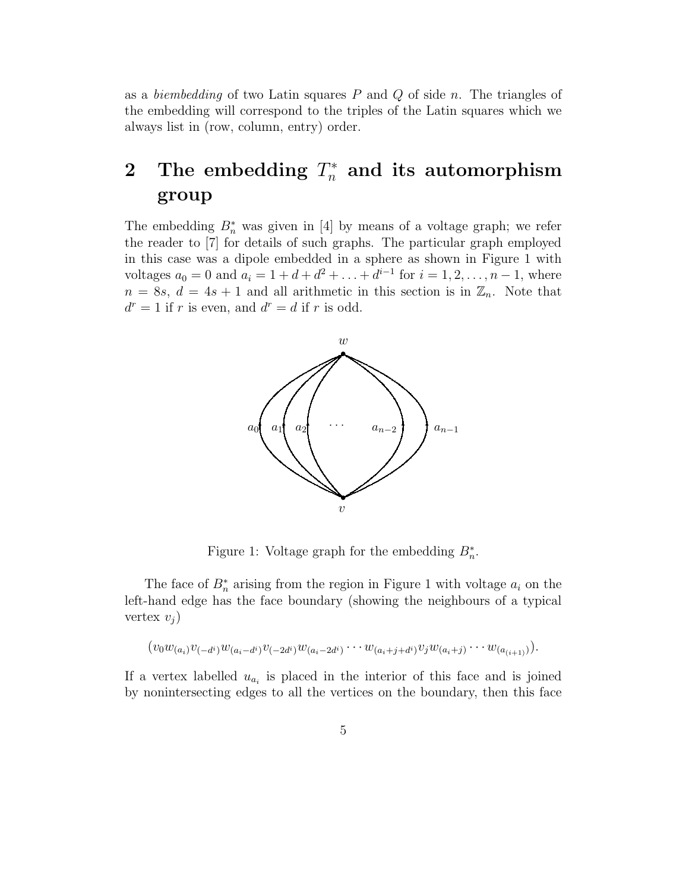as a *biembedding* of two Latin squares $P$ and $Q$ of side $n$. The triangles of the embedding will correspond to the triples of the Latin squares which we always list in (row, column, entry) order.

# 2 The embedding $T_n^*$ and its automorphism group

The embedding $B_n^*$ was given in [4] by means of a voltage graph; we refer the reader to [7] for details of such graphs. The particular graph employed in this case was a dipole embedded in a sphere as shown in Figure 1 with voltages $a_0 = 0$ and $a_i = 1 + d + d^2 + \ldots + d^{i-1}$ for $i = 1, 2, \ldots, n-1$, where $n = 8s$, $d = 4s + 1$ and all arithmetic in this section is in $\mathbb{Z}_n$. Note that $d^r = 1$ if $r$ is even, and $d^r = d$ if $r$ is odd.

Figure 1: Voltage graph for the embedding $B_n^*$.

The face of $B_n^*$ arising from the region in Figure 1 with voltage $a_i$ on the left-hand edge has the face boundary (showing the neighbours of a typical vertex $v_j$)

$$(v_0 w_{(a_i)} v_{(-d^i)} w_{(a_i - d^i)} v_{(-2d^i)} w_{(a_i - 2d^i)} \cdots w_{(a_i + j + d^i)} v_j w_{(a_i + j)} \cdots w_{(a_{(i+1)})}).$$

If a vertex labelled $u_{a_i}$ is placed in the interior of this face and is joined by nonintersecting edges to all the vertices on the boundary, then this face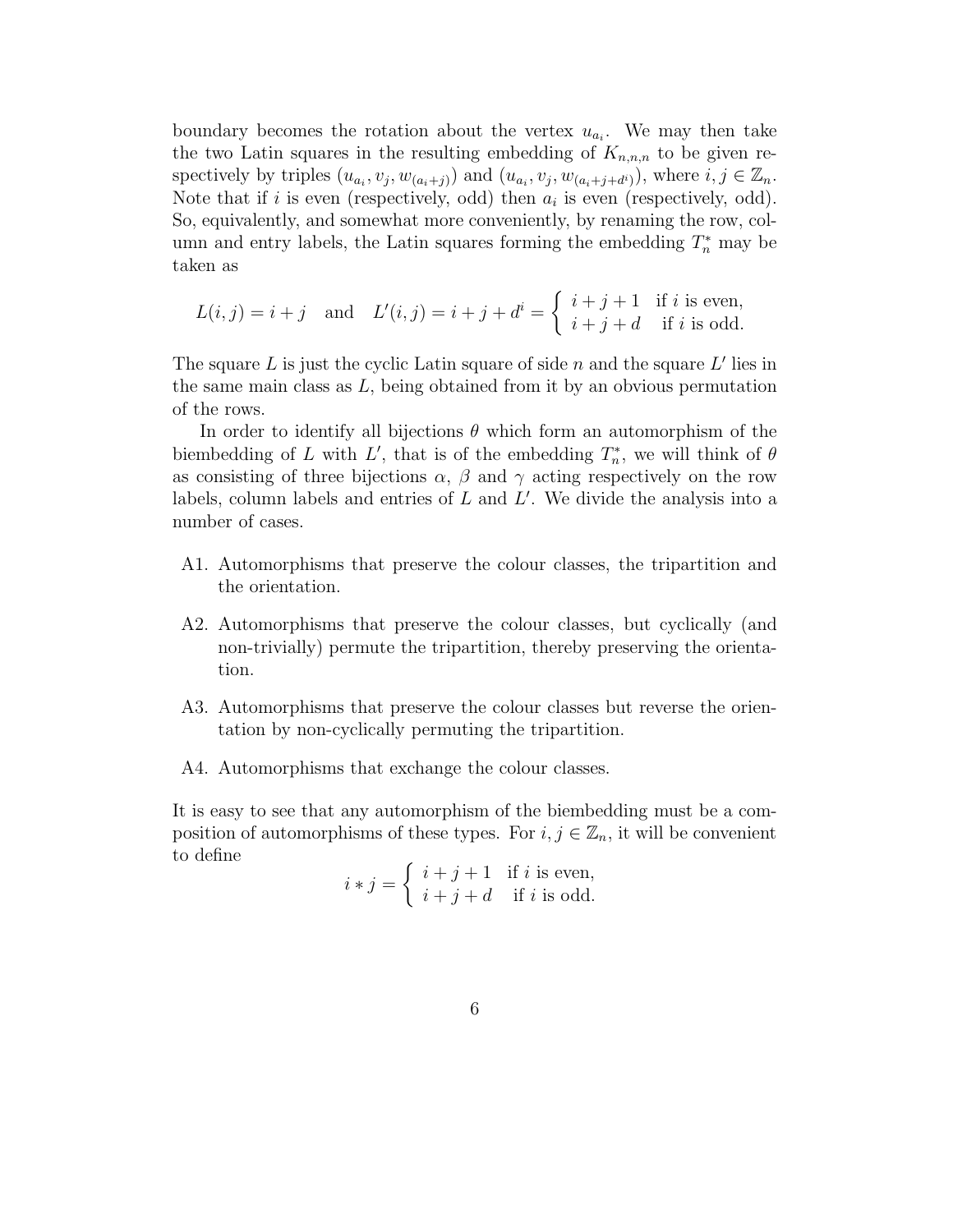boundary becomes the rotation about the vertex $u_{a_i}$. We may then take the two Latin squares in the resulting embedding of $K_{n,n,n}$ to be given respectively by triples $(u_{a_i}, v_j, w_{(a_i+j)})$ and $(u_{a_i}, v_j, w_{(a_i+j+d^i)})$, where $i, j \in \mathbb{Z}_n$. Note that if $i$ is even (respectively, odd) then $a_i$ is even (respectively, odd). So, equivalently, and somewhat more conveniently, by renaming the row, column and entry labels, the Latin squares forming the embedding $T_n^*$ may be taken as

$$L(i,j) = i + j \quad \text{and} \quad L'(i,j) = i + j + d^i = \begin{cases} i + j + 1 & \text{if } i \text{ is even,} \\ i + j + d & \text{if } i \text{ is odd.} \end{cases}$$

The square $L$ is just the cyclic Latin square of side $n$ and the square $L'$ lies in the same main class as $L$, being obtained from it by an obvious permutation of the rows.

In order to identify all bijections $\theta$ which form an automorphism of the biembedding of $L$ with $L'$, that is of the embedding $T_n^*$, we will think of $\theta$ as consisting of three bijections $\alpha$, $\beta$ and $\gamma$ acting respectively on the row labels, column labels and entries of $L$ and $L'$. We divide the analysis into a number of cases.

- A1. Automorphisms that preserve the colour classes, the tripartition and the orientation.
- A2. Automorphisms that preserve the colour classes, but cyclically (and non-trivially) permute the tripartition, thereby preserving the orientation.
- A3. Automorphisms that preserve the colour classes but reverse the orientation by non-cyclically permuting the tripartition.
- A4. Automorphisms that exchange the colour classes.

It is easy to see that any automorphism of the biembedding must be a composition of automorphisms of these types. For $i, j \in \mathbb{Z}_n$, it will be convenient to define

$$i * j = \begin{cases} i + j + 1 & \text{if } i \text{ is even,} \\ i + j + d & \text{if } i \text{ is odd.} \end{cases}$$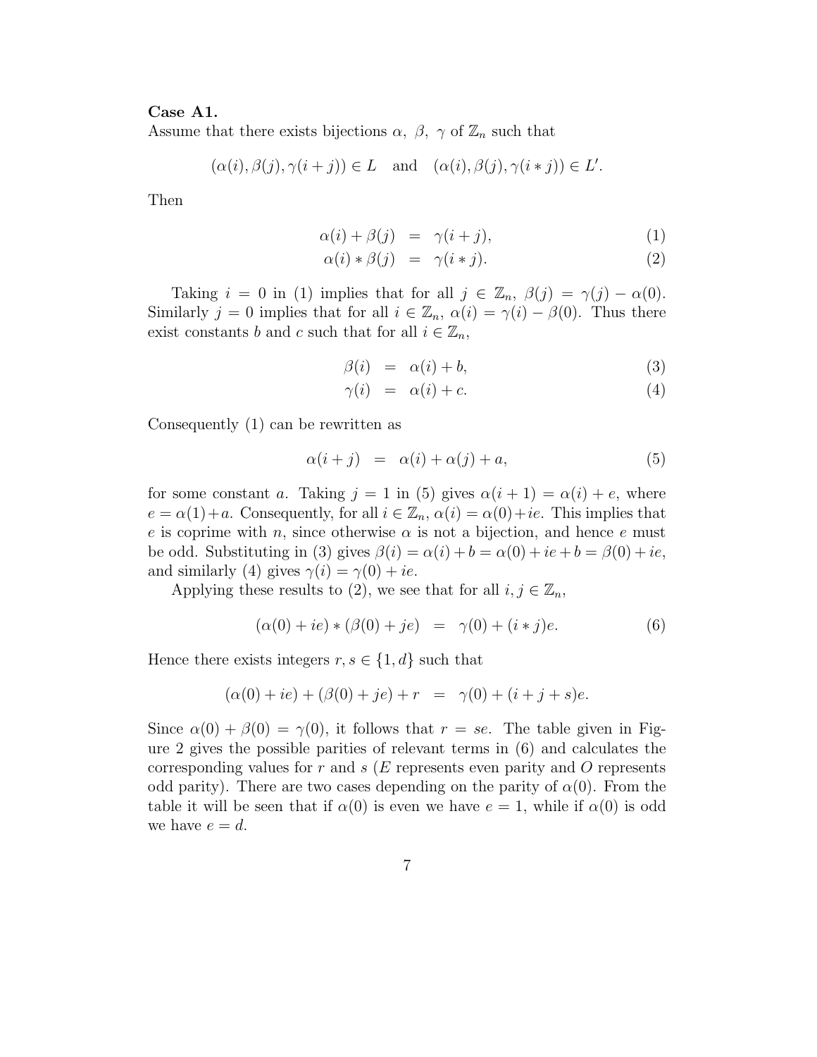**Case A1.**

Assume that there exists bijections $\alpha,\ \beta,\ \gamma$ of $\mathbb{Z}_n$ such that

$$(\alpha(i), \beta(j), \gamma(i+j)) \in L \quad \text{and} \quad (\alpha(i), \beta(j), \gamma(i*j)) \in L'.$$

Then

$$\alpha(i) + \beta(j) = \gamma(i+j), \tag{1}$$

$$\alpha(i) * \beta(j) = \gamma(i*j). \tag{2}$$

Taking $i = 0$ in (1) implies that for all $j \in \mathbb{Z}_n$, $\beta(j) = \gamma(j) - \alpha(0)$. Similarly $j = 0$ implies that for all $i \in \mathbb{Z}_n$, $\alpha(i) = \gamma(i) - \beta(0)$. Thus there exist constants $b$ and $c$ such that for all $i \in \mathbb{Z}_n$,

$$\beta(i) = \alpha(i) + b, \tag{3}$$

$$\gamma(i) = \alpha(i) + c. \tag{4}$$

Consequently (1) can be rewritten as

$$\alpha(i+j) = \alpha(i) + \alpha(j) + a, \tag{5}$$

for some constant $a$. Taking $j = 1$ in (5) gives $\alpha(i+1) = \alpha(i) + e$, where $e = \alpha(1) + a$. Consequently, for all $i \in \mathbb{Z}_n$, $\alpha(i) = \alpha(0) + ie$. This implies that $e$ is coprime with $n$, since otherwise $\alpha$ is not a bijection, and hence $e$ must be odd. Substituting in (3) gives $\beta(i) = \alpha(i) + b = \alpha(0) + ie + b = \beta(0) + ie$, and similarly (4) gives $\gamma(i) = \gamma(0) + ie$.

Applying these results to (2), we see that for all $i, j \in \mathbb{Z}_n$,

$$(\alpha(0) + ie) * (\beta(0) + je) = \gamma(0) + (i*j)e. \tag{6}$$

Hence there exists integers $r, s \in \{1, d\}$ such that

$$(\alpha(0) + ie) + (\beta(0) + je) + r = \gamma(0) + (i + j + s)e.$$

Since $\alpha(0) + \beta(0) = \gamma(0)$, it follows that $r = se$. The table given in Figure 2 gives the possible parities of relevant terms in (6) and calculates the corresponding values for $r$ and $s$ ($E$ represents even parity and $O$ represents odd parity). There are two cases depending on the parity of $\alpha(0)$. From the table it will be seen that if $\alpha(0)$ is even we have $e = 1$, while if $\alpha(0)$ is odd we have $e = d$.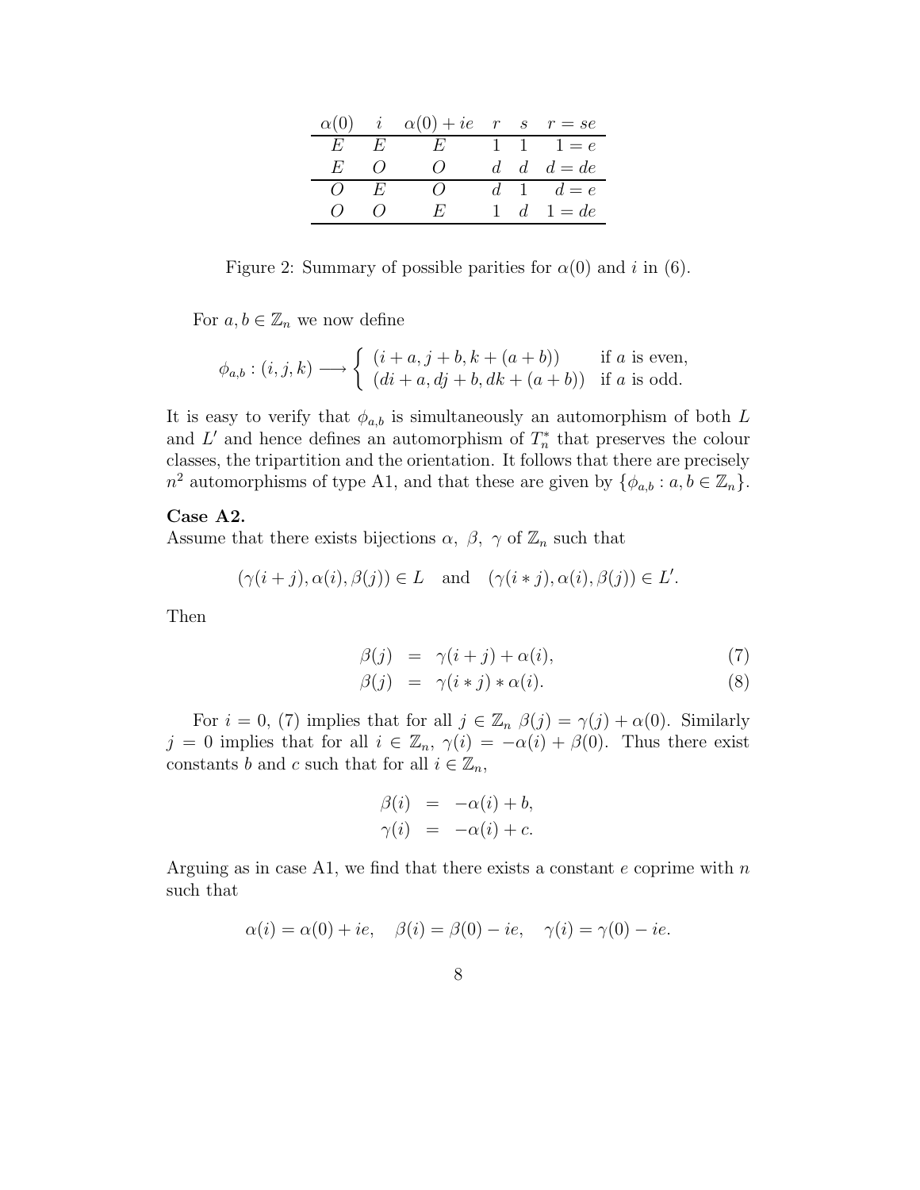| $\alpha(0)$ | $i$ | $\alpha(0)+ie$ | $r$ | $s$ | $r=se$ |
|---|---|---|---|---|---|
| $E$ | $E$ | $E$ | 1 | 1 | $1=e$ |
| $E$ | $O$ | $O$ | $d$ | $d$ | $d=de$ |
| $O$ | $E$ | $O$ | $d$ | 1 | $d=e$ |
| $O$ | $O$ | $E$ | 1 | $d$ | $1=de$ |

Figure 2: Summary of possible parities for $\alpha(0)$ and $i$ in (6).

For $a, b \in \mathbb{Z}_n$ we now define

$$\phi_{a,b} : (i,j,k) \longrightarrow \begin{cases} (i+a, j+b, k+(a+b)) & \text{if } a \text{ is even,} \\ (di+a, dj+b, dk+(a+b)) & \text{if } a \text{ is odd.} \end{cases}$$

It is easy to verify that $\phi_{a,b}$ is simultaneously an automorphism of both $L$ and $L'$ and hence defines an automorphism of $T_n^*$ that preserves the colour classes, the tripartition and the orientation. It follows that there are precisely $n^2$ automorphisms of type A1, and that these are given by $\{\phi_{a,b} : a, b \in \mathbb{Z}_n\}$.

**Case A2.**
Assume that there exists bijections $\alpha,\ \beta,\ \gamma$ of $\mathbb{Z}_n$ such that

$$(\gamma(i+j), \alpha(i), \beta(j)) \in L \quad \text{and} \quad (\gamma(i*j), \alpha(i), \beta(j)) \in L'.$$

Then

$$\begin{aligned} \beta(j) &= \gamma(i+j) + \alpha(i), \quad (7) \\ \beta(j) &= \gamma(i*j) * \alpha(i). \quad (8) \end{aligned}$$

For $i = 0$, (7) implies that for all $j \in \mathbb{Z}_n$ $\beta(j) = \gamma(j) + \alpha(0)$. Similarly $j = 0$ implies that for all $i \in \mathbb{Z}_n$, $\gamma(i) = -\alpha(i) + \beta(0)$. Thus there exist constants $b$ and $c$ such that for all $i \in \mathbb{Z}_n$,

$$\begin{aligned} \beta(i) &= -\alpha(i) + b, \\ \gamma(i) &= -\alpha(i) + c. \end{aligned}$$

Arguing as in case A1, we find that there exists a constant $e$ coprime with $n$ such that

$$\alpha(i) = \alpha(0) + ie, \quad \beta(i) = \beta(0) - ie, \quad \gamma(i) = \gamma(0) - ie.$$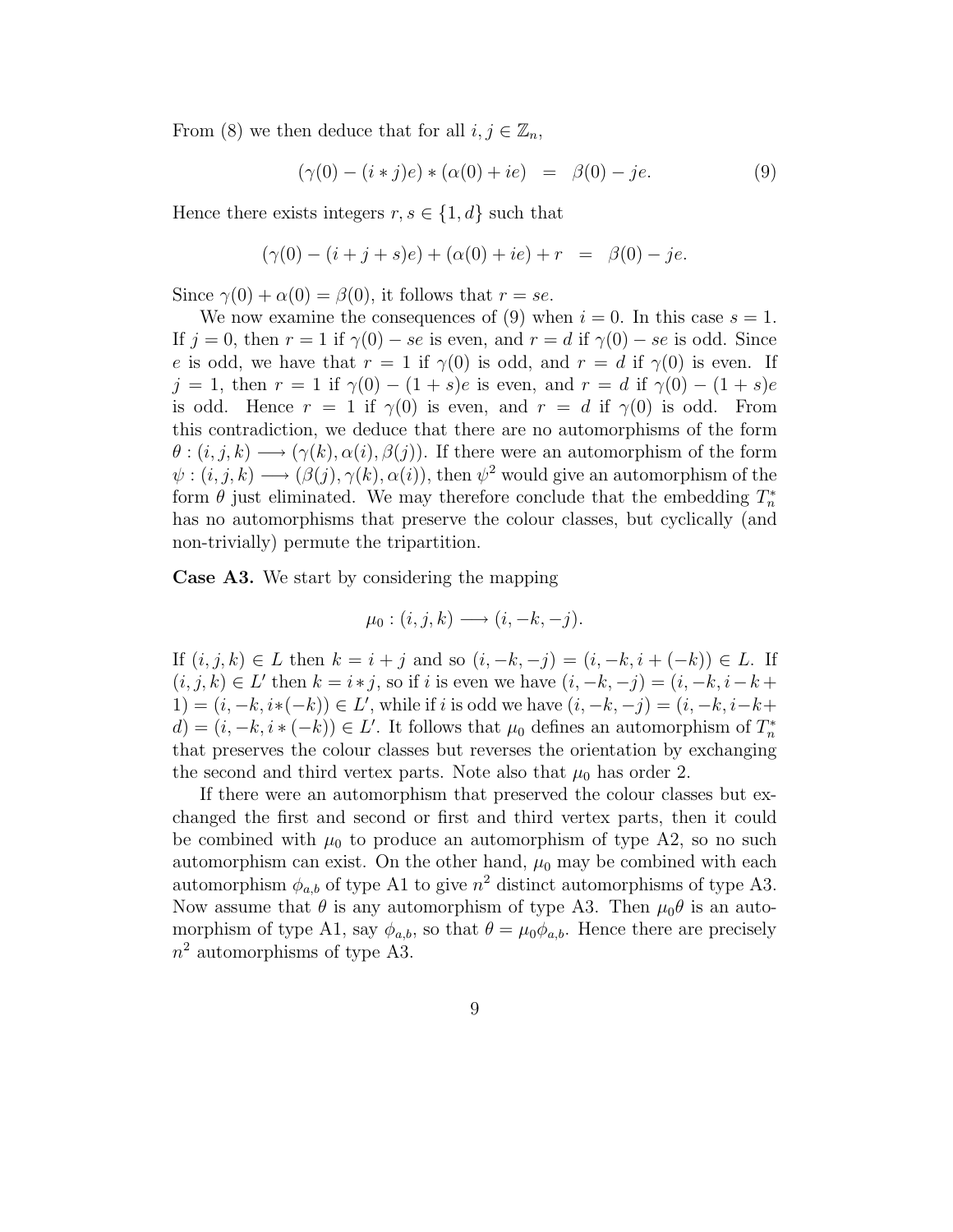From (8) we then deduce that for all $i, j \in \mathbb{Z}_n$,

$$(\gamma(0) - (i * j)e) * (\alpha(0) + ie) \;\; = \;\; \beta(0) - je. \tag{9}$$

Hence there exists integers $r, s \in \{1, d\}$ such that

$$(\gamma(0) - (i + j + s)e) + (\alpha(0) + ie) + r \;\; = \;\; \beta(0) - je.$$

Since $\gamma(0) + \alpha(0) = \beta(0)$, it follows that $r = se$.

We now examine the consequences of (9) when $i = 0$. In this case $s = 1$. If $j = 0$, then $r = 1$ if $\gamma(0) - se$ is even, and $r = d$ if $\gamma(0) - se$ is odd. Since $e$ is odd, we have that $r = 1$ if $\gamma(0)$ is odd, and $r = d$ if $\gamma(0)$ is even. If $j = 1$, then $r = 1$ if $\gamma(0) - (1 + s)e$ is even, and $r = d$ if $\gamma(0) - (1 + s)e$ is odd. Hence $r = 1$ if $\gamma(0)$ is even, and $r = d$ if $\gamma(0)$ is odd. From this contradiction, we deduce that there are no automorphisms of the form $\theta : (i, j, k) \longrightarrow (\gamma(k), \alpha(i), \beta(j))$. If there were an automorphism of the form $\psi : (i, j, k) \longrightarrow (\beta(j), \gamma(k), \alpha(i))$, then $\psi^2$ would give an automorphism of the form $\theta$ just eliminated. We may therefore conclude that the embedding $T_n^*$ has no automorphisms that preserve the colour classes, but cyclically (and non-trivially) permute the tripartition.

**Case A3.** We start by considering the mapping

$$\mu_0 : (i, j, k) \longrightarrow (i, -k, -j).$$

If $(i, j, k) \in L$ then $k = i + j$ and so $(i, -k, -j) = (i, -k, i + (-k)) \in L$. If $(i, j, k) \in L'$ then $k = i * j$, so if $i$ is even we have $(i, -k, -j) = (i, -k, i - k + 1) = (i, -k, i*(-k)) \in L'$, while if $i$ is odd we have $(i, -k, -j) = (i, -k, i - k + d) = (i, -k, i * (-k)) \in L'$. It follows that $\mu_0$ defines an automorphism of $T_n^*$ that preserves the colour classes but reverses the orientation by exchanging the second and third vertex parts. Note also that $\mu_0$ has order 2.

If there were an automorphism that preserved the colour classes but exchanged the first and second or first and third vertex parts, then it could be combined with $\mu_0$ to produce an automorphism of type A2, so no such automorphism can exist. On the other hand, $\mu_0$ may be combined with each automorphism $\phi_{a,b}$ of type A1 to give $n^2$ distinct automorphisms of type A3. Now assume that $\theta$ is any automorphism of type A3. Then $\mu_0\theta$ is an automorphism of type A1, say $\phi_{a,b}$, so that $\theta = \mu_0\phi_{a,b}$. Hence there are precisely $n^2$ automorphisms of type A3.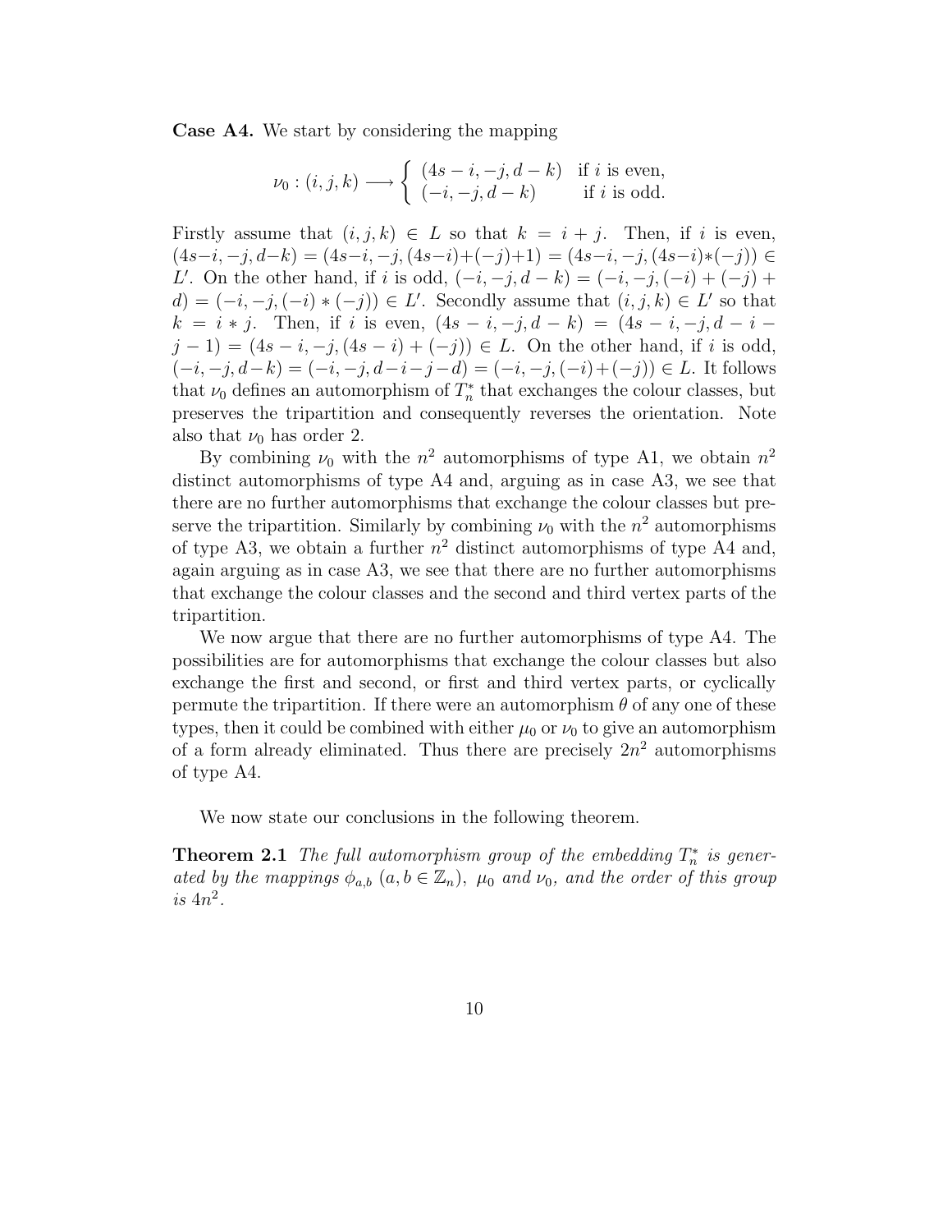**Case A4.** We start by considering the mapping

$$\nu_0 : (i, j, k) \longrightarrow \begin{cases} (4s - i, -j, d - k) & \text{if } i \text{ is even,} \\ (-i, -j, d - k) & \text{if } i \text{ is odd.} \end{cases}$$

Firstly assume that $(i, j, k) \in L$ so that $k = i + j$. Then, if $i$ is even, $(4s-i, -j, d-k) = (4s-i, -j, (4s-i)+(-j)+1) = (4s-i, -j, (4s-i)*(-j)) \in L'$. On the other hand, if $i$ is odd, $(-i, -j, d - k) = (-i, -j, (-i) + (-j) + d) = (-i, -j, (-i) * (-j)) \in L'$. Secondly assume that $(i, j, k) \in L'$ so that $k = i * j$. Then, if $i$ is even, $(4s - i, -j, d - k) = (4s - i, -j, d - i - j - 1) = (4s - i, -j, (4s - i) + (-j)) \in L$. On the other hand, if $i$ is odd, $(-i, -j, d-k) = (-i, -j, d-i-j-d) = (-i, -j, (-i)+(-j)) \in L$. It follows that $\nu_0$ defines an automorphism of $T_n^*$ that exchanges the colour classes, but preserves the tripartition and consequently reverses the orientation. Note also that $\nu_0$ has order 2.

By combining $\nu_0$ with the $n^2$ automorphisms of type A1, we obtain $n^2$ distinct automorphisms of type A4 and, arguing as in case A3, we see that there are no further automorphisms that exchange the colour classes but preserve the tripartition. Similarly by combining $\nu_0$ with the $n^2$ automorphisms of type A3, we obtain a further $n^2$ distinct automorphisms of type A4 and, again arguing as in case A3, we see that there are no further automorphisms that exchange the colour classes and the second and third vertex parts of the tripartition.

We now argue that there are no further automorphisms of type A4. The possibilities are for automorphisms that exchange the colour classes but also exchange the first and second, or first and third vertex parts, or cyclically permute the tripartition. If there were an automorphism $\theta$ of any one of these types, then it could be combined with either $\mu_0$ or $\nu_0$ to give an automorphism of a form already eliminated. Thus there are precisely $2n^2$ automorphisms of type A4.

We now state our conclusions in the following theorem.

**Theorem 2.1** *The full automorphism group of the embedding $T_n^*$ is generated by the mappings $\phi_{a,b}$ $(a, b \in \mathbb{Z}_n)$, $\mu_0$ and $\nu_0$, and the order of this group is $4n^2$.*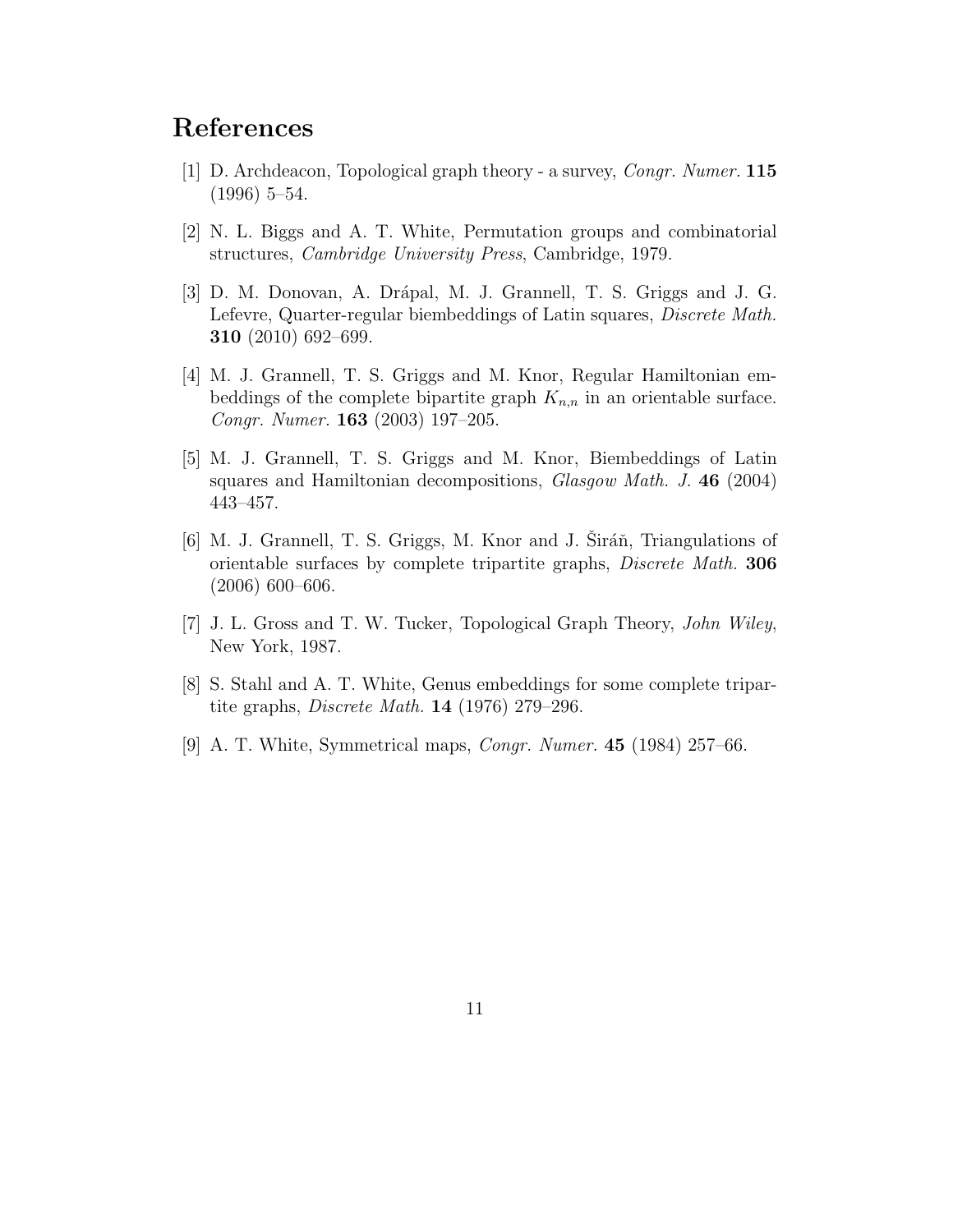## References

[1] D. Archdeacon, Topological graph theory - a survey, *Congr. Numer.* **115** (1996) 5–54.

[2] N. L. Biggs and A. T. White, Permutation groups and combinatorial structures, *Cambridge University Press*, Cambridge, 1979.

[3] D. M. Donovan, A. Drápal, M. J. Grannell, T. S. Griggs and J. G. Lefevre, Quarter-regular biembeddings of Latin squares, *Discrete Math.* **310** (2010) 692–699.

[4] M. J. Grannell, T. S. Griggs and M. Knor, Regular Hamiltonian embeddings of the complete bipartite graph $K_{n,n}$ in an orientable surface. *Congr. Numer.* **163** (2003) 197–205.

[5] M. J. Grannell, T. S. Griggs and M. Knor, Biembeddings of Latin squares and Hamiltonian decompositions, *Glasgow Math. J.* **46** (2004) 443–457.

[6] M. J. Grannell, T. S. Griggs, M. Knor and J. Širáň, Triangulations of orientable surfaces by complete tripartite graphs, *Discrete Math.* **306** (2006) 600–606.

[7] J. L. Gross and T. W. Tucker, Topological Graph Theory, *John Wiley*, New York, 1987.

[8] S. Stahl and A. T. White, Genus embeddings for some complete tripartite graphs, *Discrete Math.* **14** (1976) 279–296.

[9] A. T. White, Symmetrical maps, *Congr. Numer.* **45** (1984) 257–66.